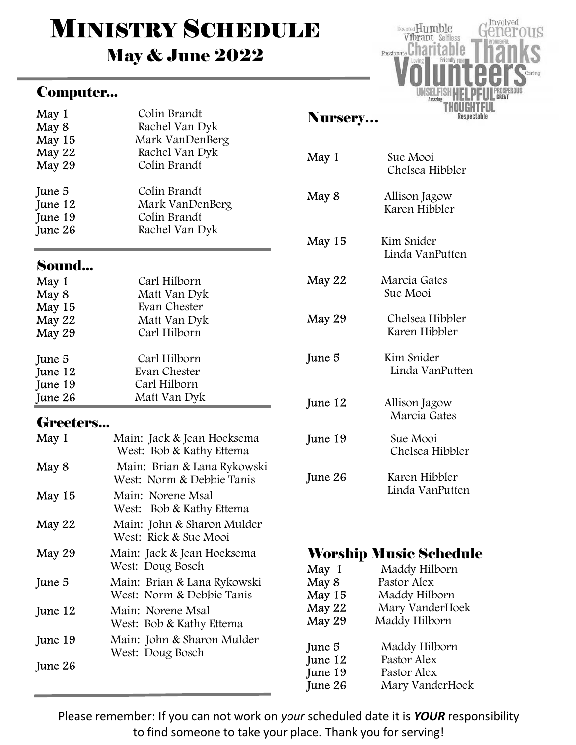# Ministry Schedule

## May & June 2022

### Computer...

| Date | Name |
| --- | --- |
| May 1 | Colin Brandt |
| May 8 | Rachel Van Dyk |
| May 15 | Mark VanDenBerg |
| May 22 | Rachel Van Dyk |
| May 29 | Colin Brandt |
| June 5 | Colin Brandt |
| June 12 | Mark VanDenBerg |
| June 19 | Colin Brandt |
| June 26 | Rachel Van Dyk |

### Sound...

| Date | Name |
| --- | --- |
| May 1 | Carl Hilborn |
| May 8 | Matt Van Dyk |
| May 15 | Evan Chester |
| May 22 | Matt Van Dyk |
| May 29 | Carl Hilborn |
| June 5 | Carl Hilborn |
| June 12 | Evan Chester |
| June 19 | Carl Hilborn |
| June 26 | Matt Van Dyk |

### Greeters...

| Date | Greeters |
| --- | --- |
| May 1 | Main: Jack & Jean Hoeksema<br>West: Bob & Kathy Ettema |
| May 8 | Main: Brian & Lana Rykowski<br>West: Norm & Debbie Tanis |
| May 15 | Main: Norene Msal<br>West: Bob & Kathy Ettema |
| May 22 | Main: John & Sharon Mulder<br>West: Rick & Sue Mooi |
| May 29 | Main: Jack & Jean Hoeksema<br>West: Doug Bosch |
| June 5 | Main: Brian & Lana Rykowski<br>West: Norm & Debbie Tanis |
| June 12 | Main: Norene Msal<br>West: Bob & Kathy Ettema |
| June 19 | Main: John & Sharon Mulder<br>West: Doug Bosch |
| June 26 | |

### Nursery...

| Date | Names |
| --- | --- |
| May 1 | Sue Mooi<br>Chelsea Hibbler |
| May 8 | Allison Jagow<br>Karen Hibbler |
| May 15 | Kim Snider<br>Linda VanPutten |
| May 22 | Marcia Gates<br>Sue Mooi |
| May 29 | Chelsea Hibbler<br>Karen Hibbler |
| June 5 | Kim Snider<br>Linda VanPutten |
| June 12 | Allison Jagow<br>Marcia Gates |
| June 19 | Sue Mooi<br>Chelsea Hibbler |
| June 26 | Karen Hibbler<br>Linda VanPutten |

### Worship Music Schedule

| Date | Name |
| --- | --- |
| May 1 | Maddy Hilborn |
| May 8 | Pastor Alex |
| May 15 | Maddy Hilborn |
| May 22 | Mary VanderHoek |
| May 29 | Maddy Hilborn |
| June 5 | Maddy Hilborn |
| June 12 | Pastor Alex |
| June 19 | Pastor Alex |
| June 26 | Mary VanderHoek |

Please remember: If you can not work on *your* scheduled date it is ***YOUR*** responsibility to find someone to take your place. Thank you for serving!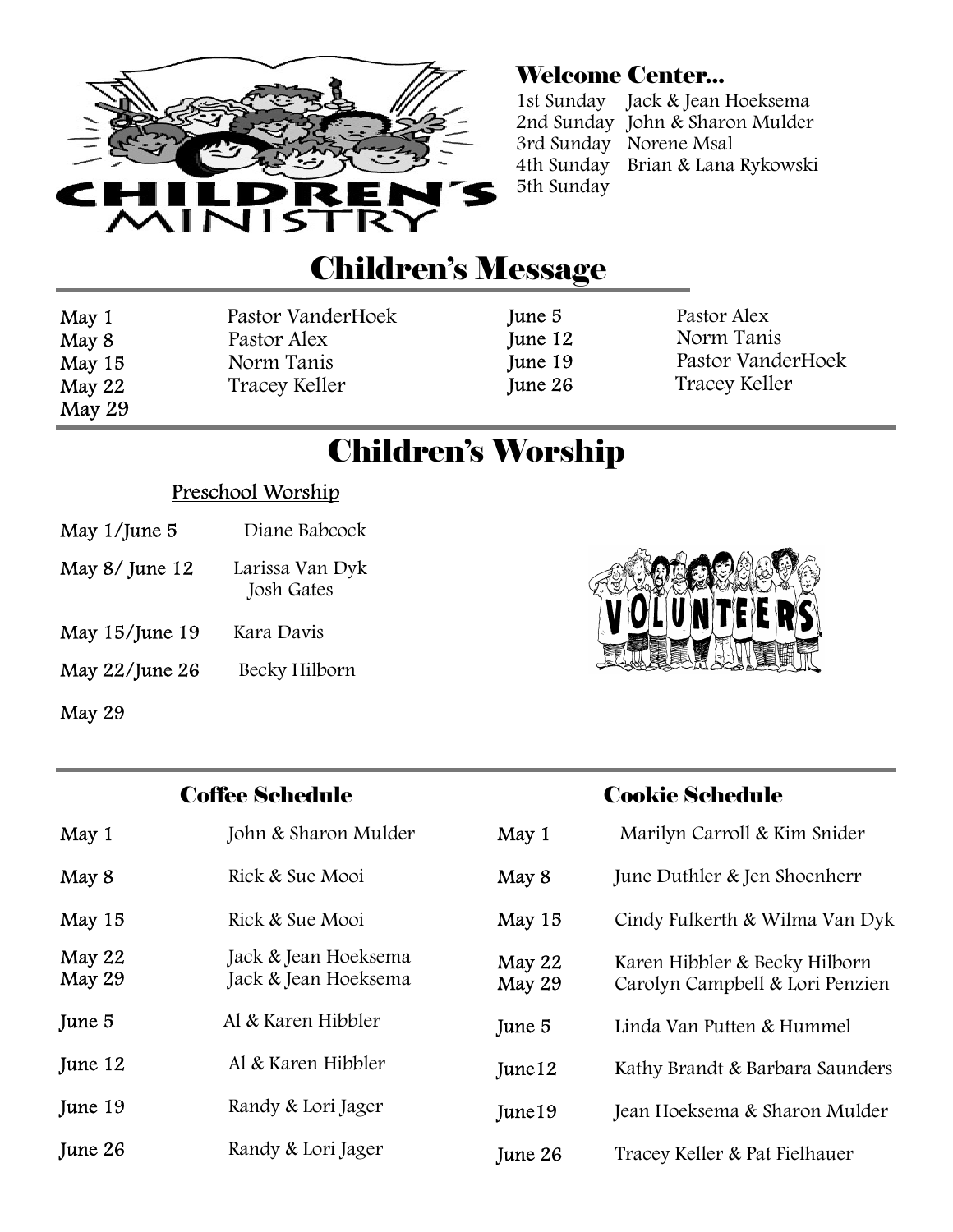CHILDREN'S MINISTRY

### Welcome Center...

| | |
|---|---|
| 1st Sunday | Jack & Jean Hoeksema |
| 2nd Sunday | John & Sharon Mulder |
| 3rd Sunday | Norene Msal |
| 4th Sunday | Brian & Lana Rykowski |
| 5th Sunday | |

## Children's Message

| | | | |
|---|---|---|---|
| May 1 | Pastor VanderHoek | June 5 | Pastor Alex |
| May 8 | Pastor Alex | June 12 | Norm Tanis |
| May 15 | Norm Tanis | June 19 | Pastor VanderHoek |
| May 22 | Tracey Keller | June 26 | Tracey Keller |
| May 29 | | | |

## Children's Worship

### Preschool Worship

| | |
|---|---|
| May 1/June 5 | Diane Babcock |
| May 8/ June 12 | Larissa Van Dyk<br>Josh Gates |
| May 15/June 19 | Kara Davis |
| May 22/June 26 | Becky Hilborn |
| May 29 | |

VOLUNTEERS

### Coffee Schedule

| | |
|---|---|
| May 1 | John & Sharon Mulder |
| May 8 | Rick & Sue Mooi |
| May 15 | Rick & Sue Mooi |
| May 22 | Jack & Jean Hoeksema |
| May 29 | Jack & Jean Hoeksema |
| June 5 | Al & Karen Hibbler |
| June 12 | Al & Karen Hibbler |
| June 19 | Randy & Lori Jager |
| June 26 | Randy & Lori Jager |

### Cookie Schedule

| | |
|---|---|
| May 1 | Marilyn Carroll & Kim Snider |
| May 8 | June Duthler & Jen Shoenherr |
| May 15 | Cindy Fulkerth & Wilma Van Dyk |
| May 22 | Karen Hibbler & Becky Hilborn |
| May 29 | Carolyn Campbell & Lori Penzien |
| June 5 | Linda Van Putten & Hummel |
| June12 | Kathy Brandt & Barbara Saunders |
| June19 | Jean Hoeksema & Sharon Mulder |
| June 26 | Tracey Keller & Pat Fielhauer |